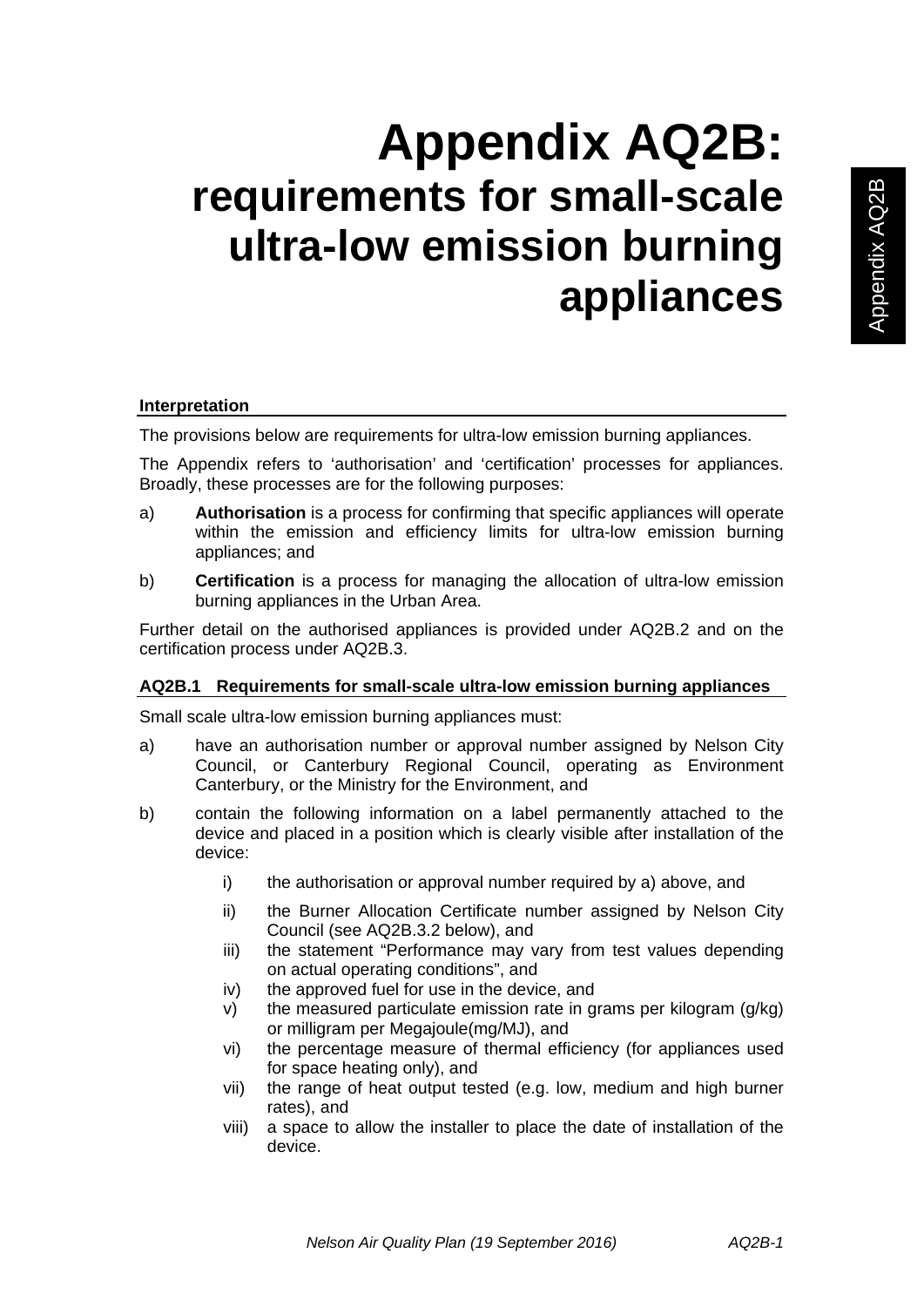# Appendix AQ2B: requirements for small-scale ultra-low emission burning appliances

## Interpretation

The provisions below are requirements for ultra-low emission burning appliances.

The Appendix refers to 'authorisation' and 'certification' processes for appliances. Broadly, these processes are for the following purposes:

a) **Authorisation** is a process for confirming that specific appliances will operate within the emission and efficiency limits for ultra-low emission burning appliances; and

b) **Certification** is a process for managing the allocation of ultra-low emission burning appliances in the Urban Area.

Further detail on the authorised appliances is provided under AQ2B.2 and on the certification process under AQ2B.3.

## AQ2B.1 Requirements for small-scale ultra-low emission burning appliances

Small scale ultra-low emission burning appliances must:

a) have an authorisation number or approval number assigned by Nelson City Council, or Canterbury Regional Council, operating as Environment Canterbury, or the Ministry for the Environment, and

b) contain the following information on a label permanently attached to the device and placed in a position which is clearly visible after installation of the device:

   i) the authorisation or approval number required by a) above, and

   ii) the Burner Allocation Certificate number assigned by Nelson City Council (see AQ2B.3.2 below), and

   iii) the statement "Performance may vary from test values depending on actual operating conditions", and

   iv) the approved fuel for use in the device, and

   v) the measured particulate emission rate in grams per kilogram (g/kg) or milligram per Megajoule(mg/MJ), and

   vi) the percentage measure of thermal efficiency (for appliances used for space heating only), and

   vii) the range of heat output tested (e.g. low, medium and high burner rates), and

   viii) a space to allow the installer to place the date of installation of the device.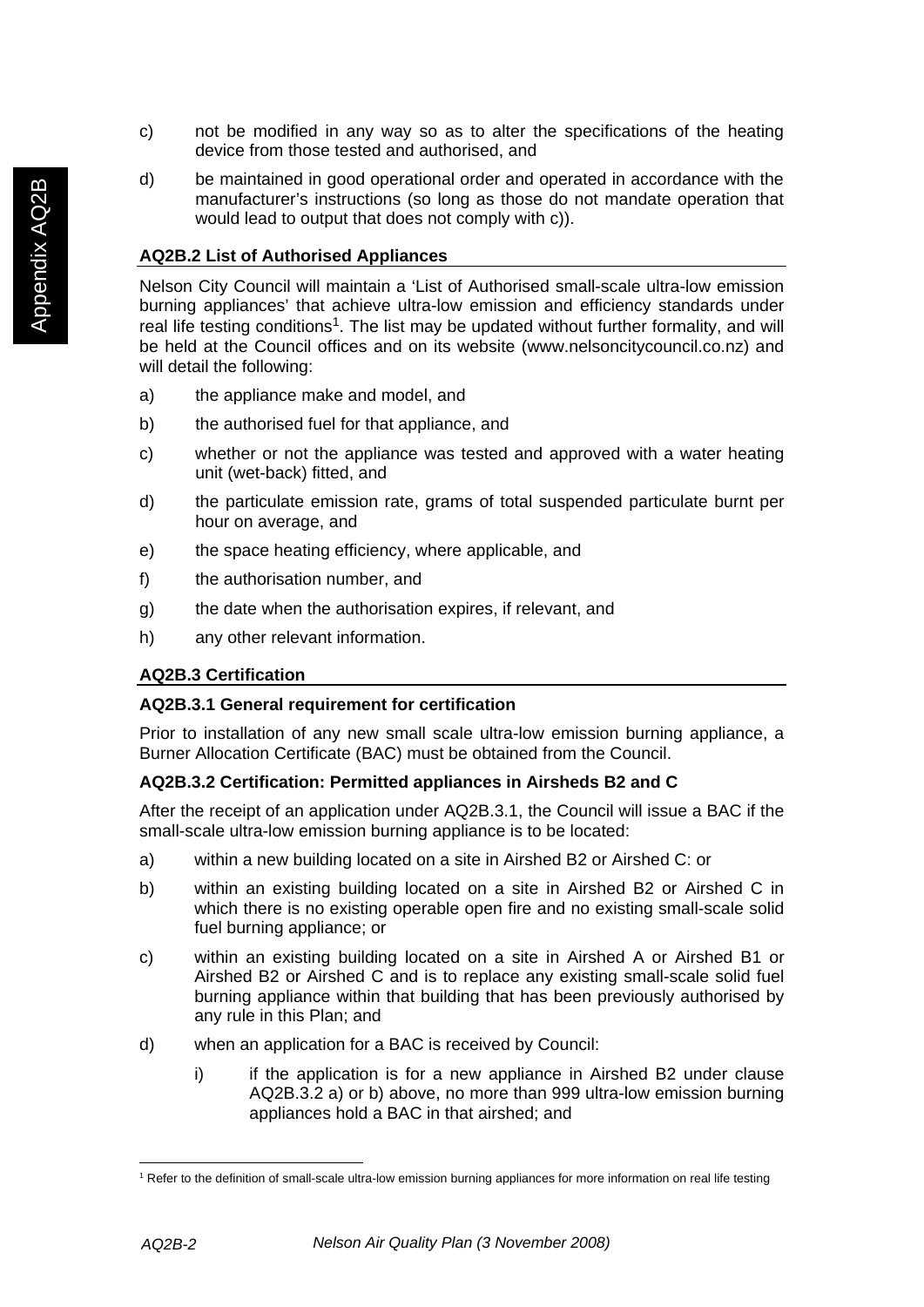c) not be modified in any way so as to alter the specifications of the heating device from those tested and authorised, and

d) be maintained in good operational order and operated in accordance with the manufacturer's instructions (so long as those do not mandate operation that would lead to output that does not comply with c)).

**AQ2B.2 List of Authorised Appliances**

Nelson City Council will maintain a 'List of Authorised small-scale ultra-low emission burning appliances' that achieve ultra-low emission and efficiency standards under real life testing conditions[1]. The list may be updated without further formality, and will be held at the Council offices and on its website (www.nelsoncitycouncil.co.nz) and will detail the following:

a) the appliance make and model, and

b) the authorised fuel for that appliance, and

c) whether or not the appliance was tested and approved with a water heating unit (wet-back) fitted, and

d) the particulate emission rate, grams of total suspended particulate burnt per hour on average, and

e) the space heating efficiency, where applicable, and

f) the authorisation number, and

g) the date when the authorisation expires, if relevant, and

h) any other relevant information.

**AQ2B.3 Certification**

**AQ2B.3.1 General requirement for certification**

Prior to installation of any new small scale ultra-low emission burning appliance, a Burner Allocation Certificate (BAC) must be obtained from the Council.

**AQ2B.3.2 Certification: Permitted appliances in Airsheds B2 and C**

After the receipt of an application under AQ2B.3.1, the Council will issue a BAC if the small-scale ultra-low emission burning appliance is to be located:

a) within a new building located on a site in Airshed B2 or Airshed C: or

b) within an existing building located on a site in Airshed B2 or Airshed C in which there is no existing operable open fire and no existing small-scale solid fuel burning appliance; or

c) within an existing building located on a site in Airshed A or Airshed B1 or Airshed B2 or Airshed C and is to replace any existing small-scale solid fuel burning appliance within that building that has been previously authorised by any rule in this Plan; and

d) when an application for a BAC is received by Council:

   i) if the application is for a new appliance in Airshed B2 under clause AQ2B.3.2 a) or b) above, no more than 999 ultra-low emission burning appliances hold a BAC in that airshed; and

[1] Refer to the definition of small-scale ultra-low emission burning appliances for more information on real life testing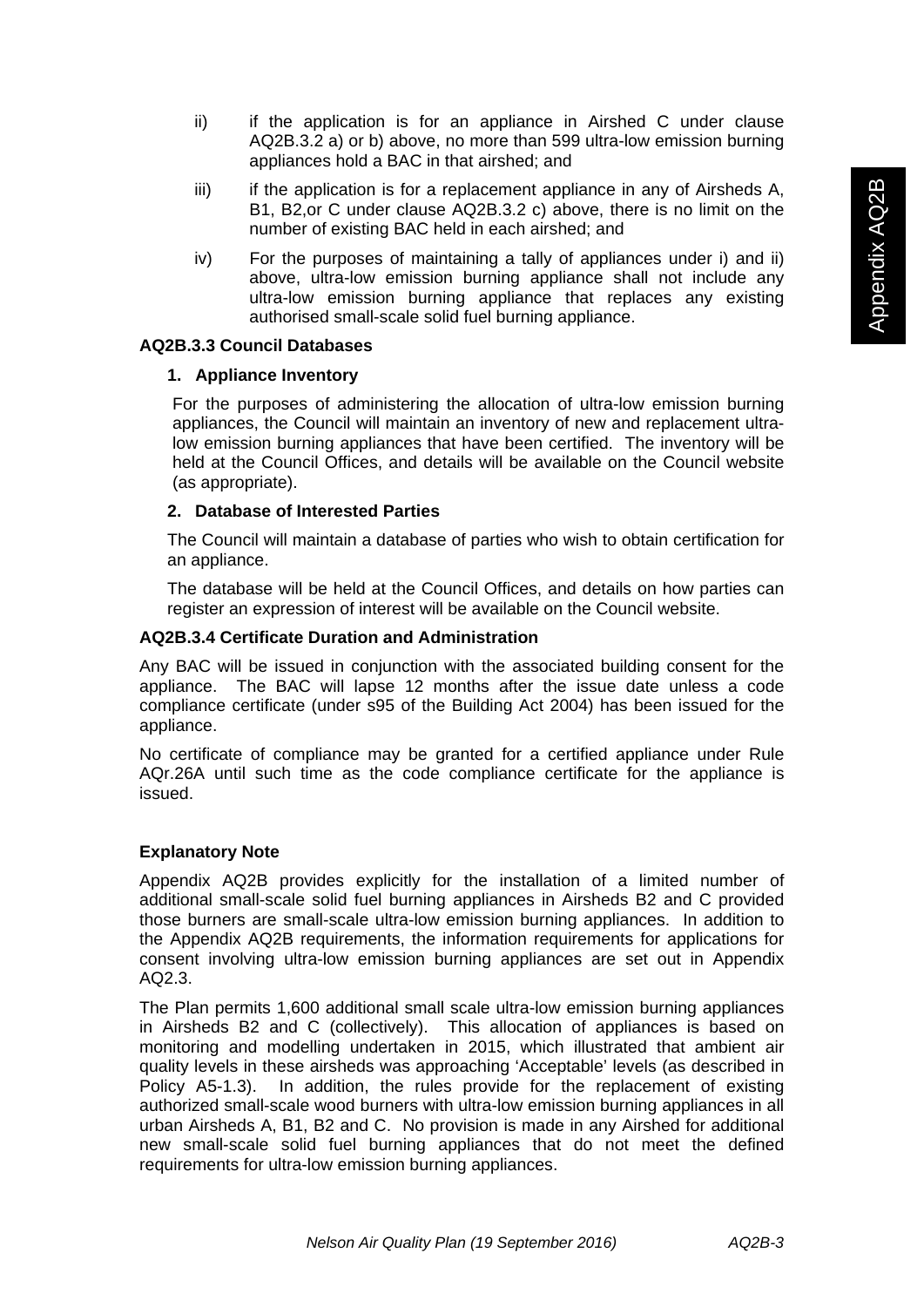ii) if the application is for an appliance in Airshed C under clause AQ2B.3.2 a) or b) above, no more than 599 ultra-low emission burning appliances hold a BAC in that airshed; and

iii) if the application is for a replacement appliance in any of Airsheds A, B1, B2,or C under clause AQ2B.3.2 c) above, there is no limit on the number of existing BAC held in each airshed; and

iv) For the purposes of maintaining a tally of appliances under i) and ii) above, ultra-low emission burning appliance shall not include any ultra-low emission burning appliance that replaces any existing authorised small-scale solid fuel burning appliance.

**AQ2B.3.3 Council Databases**

**1. Appliance Inventory**

For the purposes of administering the allocation of ultra-low emission burning appliances, the Council will maintain an inventory of new and replacement ultra-low emission burning appliances that have been certified. The inventory will be held at the Council Offices, and details will be available on the Council website (as appropriate).

**2. Database of Interested Parties**

The Council will maintain a database of parties who wish to obtain certification for an appliance.

The database will be held at the Council Offices, and details on how parties can register an expression of interest will be available on the Council website.

**AQ2B.3.4 Certificate Duration and Administration**

Any BAC will be issued in conjunction with the associated building consent for the appliance. The BAC will lapse 12 months after the issue date unless a code compliance certificate (under s95 of the Building Act 2004) has been issued for the appliance.

No certificate of compliance may be granted for a certified appliance under Rule AQr.26A until such time as the code compliance certificate for the appliance is issued.

**Explanatory Note**

Appendix AQ2B provides explicitly for the installation of a limited number of additional small-scale solid fuel burning appliances in Airsheds B2 and C provided those burners are small-scale ultra-low emission burning appliances. In addition to the Appendix AQ2B requirements, the information requirements for applications for consent involving ultra-low emission burning appliances are set out in Appendix AQ2.3.

The Plan permits 1,600 additional small scale ultra-low emission burning appliances in Airsheds B2 and C (collectively). This allocation of appliances is based on monitoring and modelling undertaken in 2015, which illustrated that ambient air quality levels in these airsheds was approaching 'Acceptable' levels (as described in Policy A5-1.3). In addition, the rules provide for the replacement of existing authorized small-scale wood burners with ultra-low emission burning appliances in all urban Airsheds A, B1, B2 and C. No provision is made in any Airshed for additional new small-scale solid fuel burning appliances that do not meet the defined requirements for ultra-low emission burning appliances.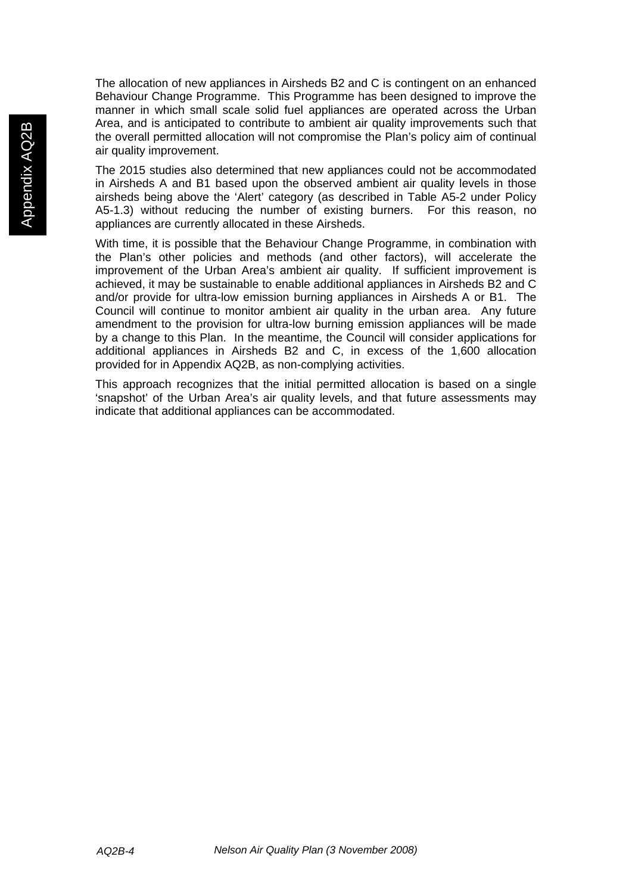The allocation of new appliances in Airsheds B2 and C is contingent on an enhanced Behaviour Change Programme. This Programme has been designed to improve the manner in which small scale solid fuel appliances are operated across the Urban Area, and is anticipated to contribute to ambient air quality improvements such that the overall permitted allocation will not compromise the Plan's policy aim of continual air quality improvement.

The 2015 studies also determined that new appliances could not be accommodated in Airsheds A and B1 based upon the observed ambient air quality levels in those airsheds being above the 'Alert' category (as described in Table A5-2 under Policy A5-1.3) without reducing the number of existing burners. For this reason, no appliances are currently allocated in these Airsheds.

With time, it is possible that the Behaviour Change Programme, in combination with the Plan's other policies and methods (and other factors), will accelerate the improvement of the Urban Area's ambient air quality. If sufficient improvement is achieved, it may be sustainable to enable additional appliances in Airsheds B2 and C and/or provide for ultra-low emission burning appliances in Airsheds A or B1. The Council will continue to monitor ambient air quality in the urban area. Any future amendment to the provision for ultra-low burning emission appliances will be made by a change to this Plan. In the meantime, the Council will consider applications for additional appliances in Airsheds B2 and C, in excess of the 1,600 allocation provided for in Appendix AQ2B, as non-complying activities.

This approach recognizes that the initial permitted allocation is based on a single 'snapshot' of the Urban Area's air quality levels, and that future assessments may indicate that additional appliances can be accommodated.